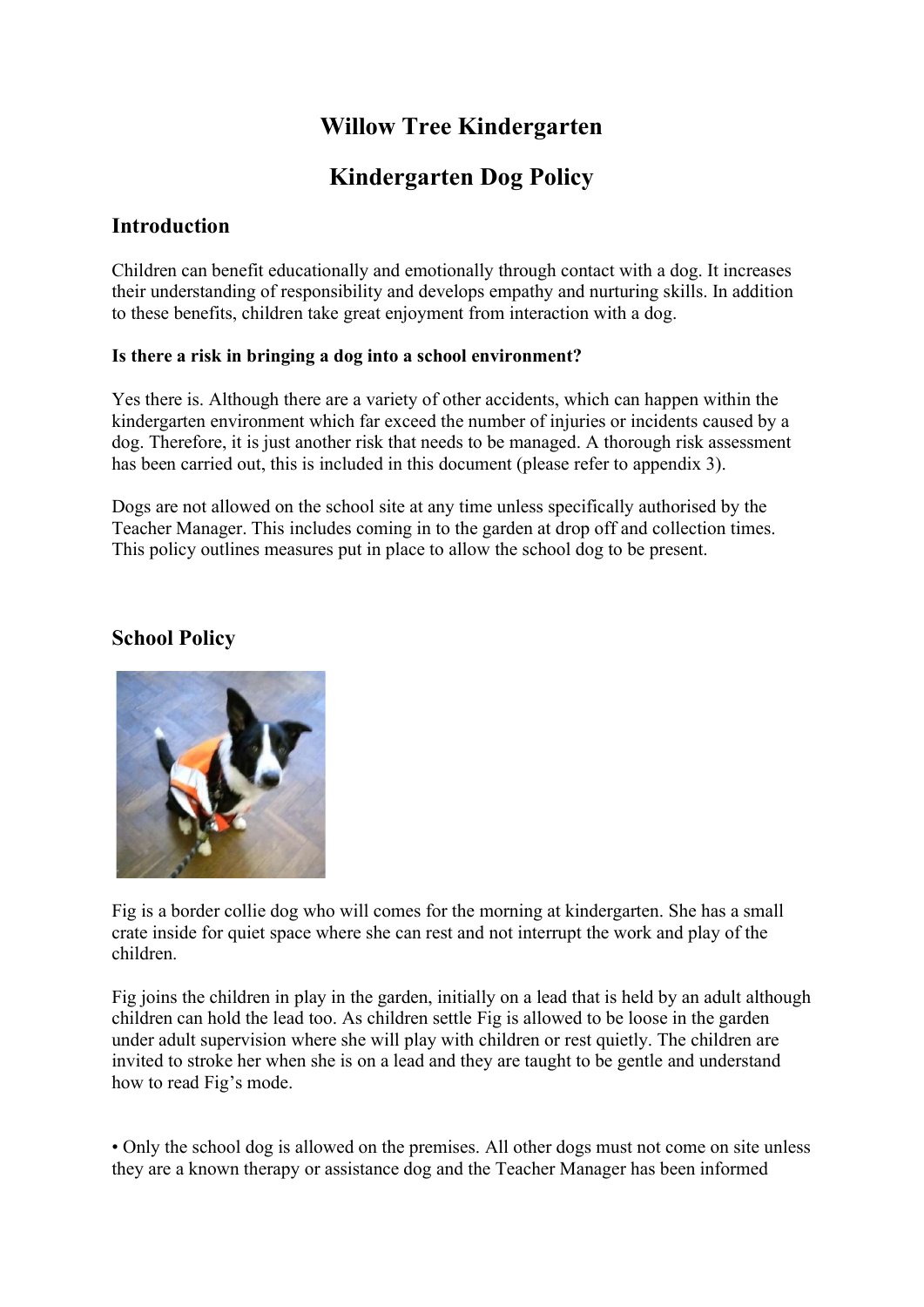# Willow Tree Kindergarten

# Kindergarten Dog Policy

## Introduction

Children can benefit educationally and emotionally through contact with a dog. It increases their understanding of responsibility and develops empathy and nurturing skills. In addition to these benefits, children take great enjoyment from interaction with a dog.

**Is there a risk in bringing a dog into a school environment?**

Yes there is. Although there are a variety of other accidents, which can happen within the kindergarten environment which far exceed the number of injuries or incidents caused by a dog. Therefore, it is just another risk that needs to be managed. A thorough risk assessment has been carried out, this is included in this document (please refer to appendix 3).

Dogs are not allowed on the school site at any time unless specifically authorised by the Teacher Manager. This includes coming in to the garden at drop off and collection times. This policy outlines measures put in place to allow the school dog to be present.

## School Policy

Fig is a border collie dog who will comes for the morning at kindergarten. She has a small crate inside for quiet space where she can rest and not interrupt the work and play of the children.

Fig joins the children in play in the garden, initially on a lead that is held by an adult although children can hold the lead too. As children settle Fig is allowed to be loose in the garden under adult supervision where she will play with children or rest quietly. The children are invited to stroke her when she is on a lead and they are taught to be gentle and understand how to read Fig's mode.

- Only the school dog is allowed on the premises. All other dogs must not come on site unless they are a known therapy or assistance dog and the Teacher Manager has been informed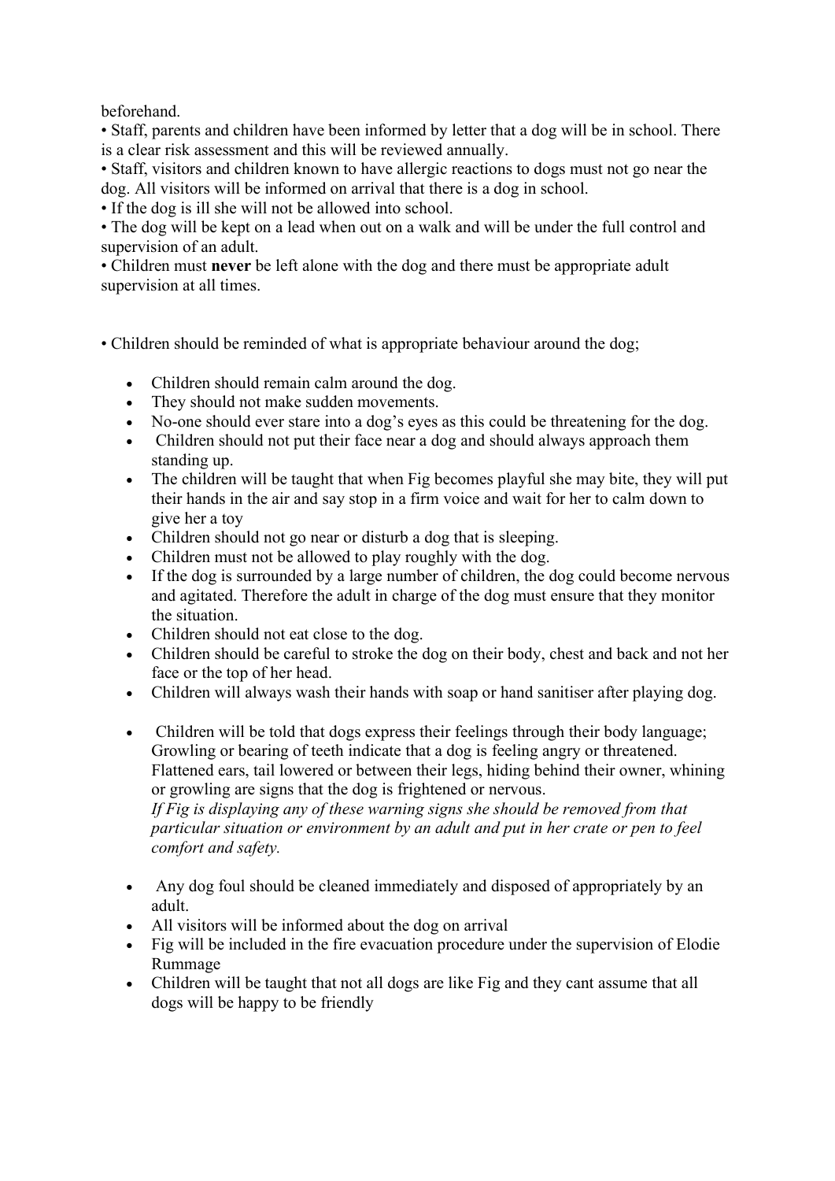beforehand.

• Staff, parents and children have been informed by letter that a dog will be in school. There is a clear risk assessment and this will be reviewed annually.

• Staff, visitors and children known to have allergic reactions to dogs must not go near the dog. All visitors will be informed on arrival that there is a dog in school.

• If the dog is ill she will not be allowed into school.

• The dog will be kept on a lead when out on a walk and will be under the full control and supervision of an adult.

• Children must **never** be left alone with the dog and there must be appropriate adult supervision at all times.

• Children should be reminded of what is appropriate behaviour around the dog;

- Children should remain calm around the dog.
- They should not make sudden movements.
- No-one should ever stare into a dog's eyes as this could be threatening for the dog.
- Children should not put their face near a dog and should always approach them standing up.
- The children will be taught that when Fig becomes playful she may bite, they will put their hands in the air and say stop in a firm voice and wait for her to calm down to give her a toy
- Children should not go near or disturb a dog that is sleeping.
- Children must not be allowed to play roughly with the dog.
- If the dog is surrounded by a large number of children, the dog could become nervous and agitated. Therefore the adult in charge of the dog must ensure that they monitor the situation.
- Children should not eat close to the dog.
- Children should be careful to stroke the dog on their body, chest and back and not her face or the top of her head.
- Children will always wash their hands with soap or hand sanitiser after playing dog.
- Children will be told that dogs express their feelings through their body language; Growling or bearing of teeth indicate that a dog is feeling angry or threatened. Flattened ears, tail lowered or between their legs, hiding behind their owner, whining or growling are signs that the dog is frightened or nervous.
  *If Fig is displaying any of these warning signs she should be removed from that particular situation or environment by an adult and put in her crate or pen to feel comfort and safety.*
- Any dog foul should be cleaned immediately and disposed of appropriately by an adult.
- All visitors will be informed about the dog on arrival
- Fig will be included in the fire evacuation procedure under the supervision of Elodie Rummage
- Children will be taught that not all dogs are like Fig and they cant assume that all dogs will be happy to be friendly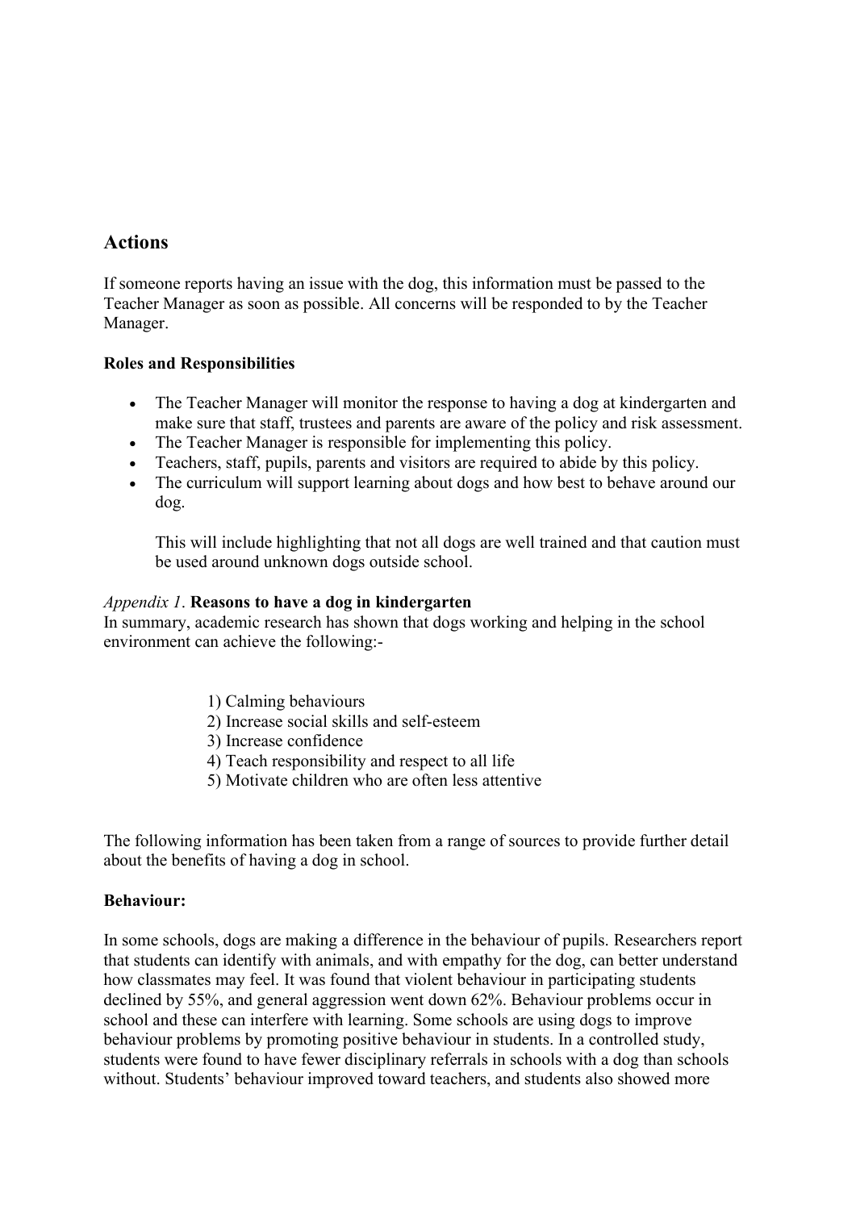## Actions

If someone reports having an issue with the dog, this information must be passed to the Teacher Manager as soon as possible. All concerns will be responded to by the Teacher Manager.

**Roles and Responsibilities**

- The Teacher Manager will monitor the response to having a dog at kindergarten and make sure that staff, trustees and parents are aware of the policy and risk assessment.
- The Teacher Manager is responsible for implementing this policy.
- Teachers, staff, pupils, parents and visitors are required to abide by this policy.
- The curriculum will support learning about dogs and how best to behave around our dog.

  This will include highlighting that not all dogs are well trained and that caution must be used around unknown dogs outside school.

*Appendix 1*. **Reasons to have a dog in kindergarten**
In summary, academic research has shown that dogs working and helping in the school environment can achieve the following:-

1) Calming behaviours
2) Increase social skills and self-esteem
3) Increase confidence
4) Teach responsibility and respect to all life
5) Motivate children who are often less attentive

The following information has been taken from a range of sources to provide further detail about the benefits of having a dog in school.

**Behaviour:**

In some schools, dogs are making a difference in the behaviour of pupils. Researchers report that students can identify with animals, and with empathy for the dog, can better understand how classmates may feel. It was found that violent behaviour in participating students declined by 55%, and general aggression went down 62%. Behaviour problems occur in school and these can interfere with learning. Some schools are using dogs to improve behaviour problems by promoting positive behaviour in students. In a controlled study, students were found to have fewer disciplinary referrals in schools with a dog than schools without. Students' behaviour improved toward teachers, and students also showed more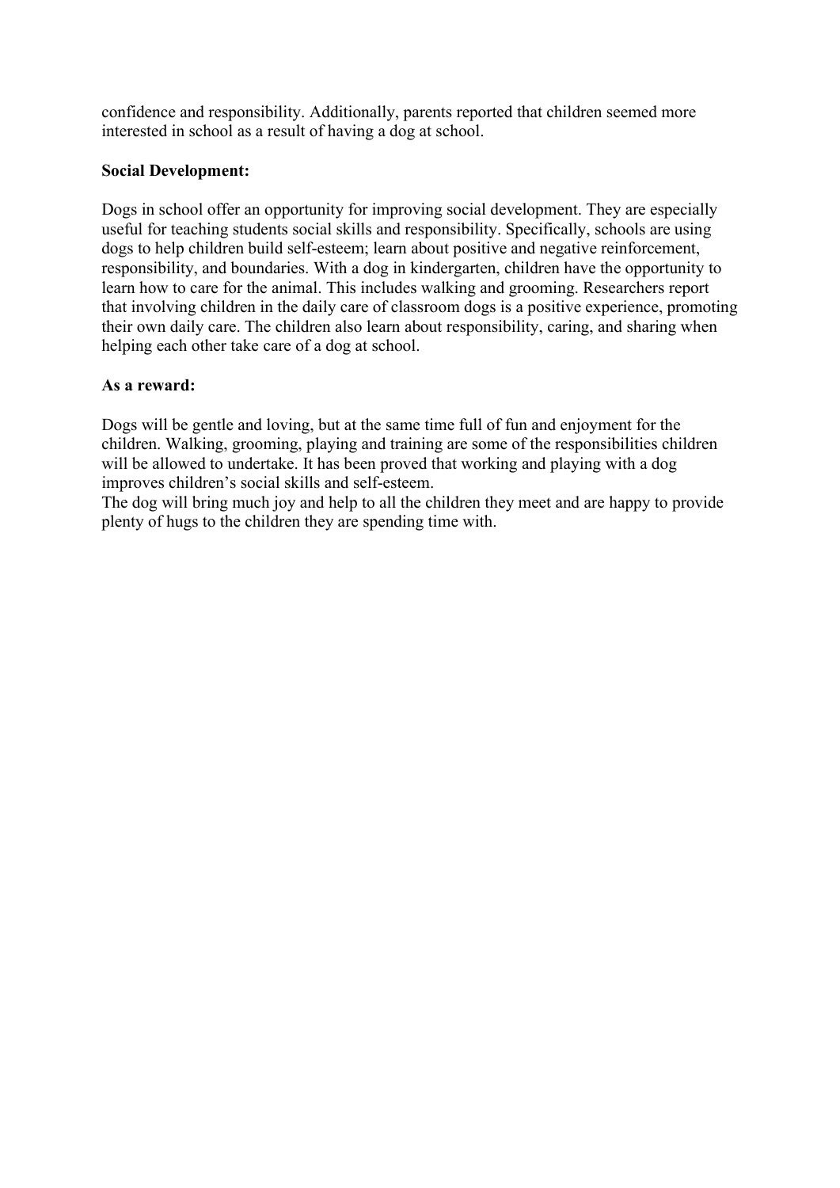confidence and responsibility. Additionally, parents reported that children seemed more interested in school as a result of having a dog at school.

**Social Development:**

Dogs in school offer an opportunity for improving social development. They are especially useful for teaching students social skills and responsibility. Specifically, schools are using dogs to help children build self-esteem; learn about positive and negative reinforcement, responsibility, and boundaries. With a dog in kindergarten, children have the opportunity to learn how to care for the animal. This includes walking and grooming. Researchers report that involving children in the daily care of classroom dogs is a positive experience, promoting their own daily care. The children also learn about responsibility, caring, and sharing when helping each other take care of a dog at school.

**As a reward:**

Dogs will be gentle and loving, but at the same time full of fun and enjoyment for the children. Walking, grooming, playing and training are some of the responsibilities children will be allowed to undertake. It has been proved that working and playing with a dog improves children's social skills and self-esteem.
The dog will bring much joy and help to all the children they meet and are happy to provide plenty of hugs to the children they are spending time with.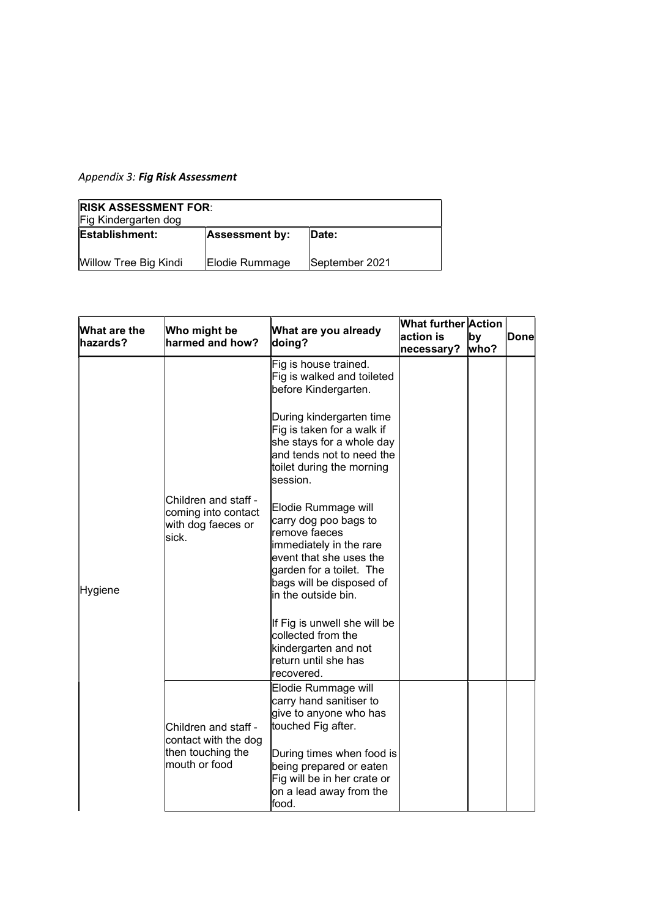*Appendix 3: **Fig Risk Assessment***

| **RISK ASSESSMENT FOR**: Fig Kindergarten dog | | |
|---|---|---|
| **Establishment:** | **Assessment by:** | **Date:** |
| Willow Tree Big Kindi | Elodie Rummage | September 2021 |

| What are the hazards? | Who might be harmed and how? | What are you already doing? | What further action is necessary? | Action by who? | Done |
|---|---|---|---|---|---|
| Hygiene | Children and staff - coming into contact with dog faeces or sick. | Fig is house trained. Fig is walked and toileted before Kindergarten.<br><br>During kindergarten time Fig is taken for a walk if she stays for a whole day and tends not to need the toilet during the morning session.<br><br>Elodie Rummage will carry dog poo bags to remove faeces immediately in the rare event that she uses the garden for a toilet. The bags will be disposed of in the outside bin.<br><br>If Fig is unwell she will be collected from the kindergarten and not return until she has recovered. | | | |
| | Children and staff - contact with the dog then touching the mouth or food | Elodie Rummage will carry hand sanitiser to give to anyone who has touched Fig after.<br><br>During times when food is being prepared or eaten Fig will be in her crate or on a lead away from the food. | | | |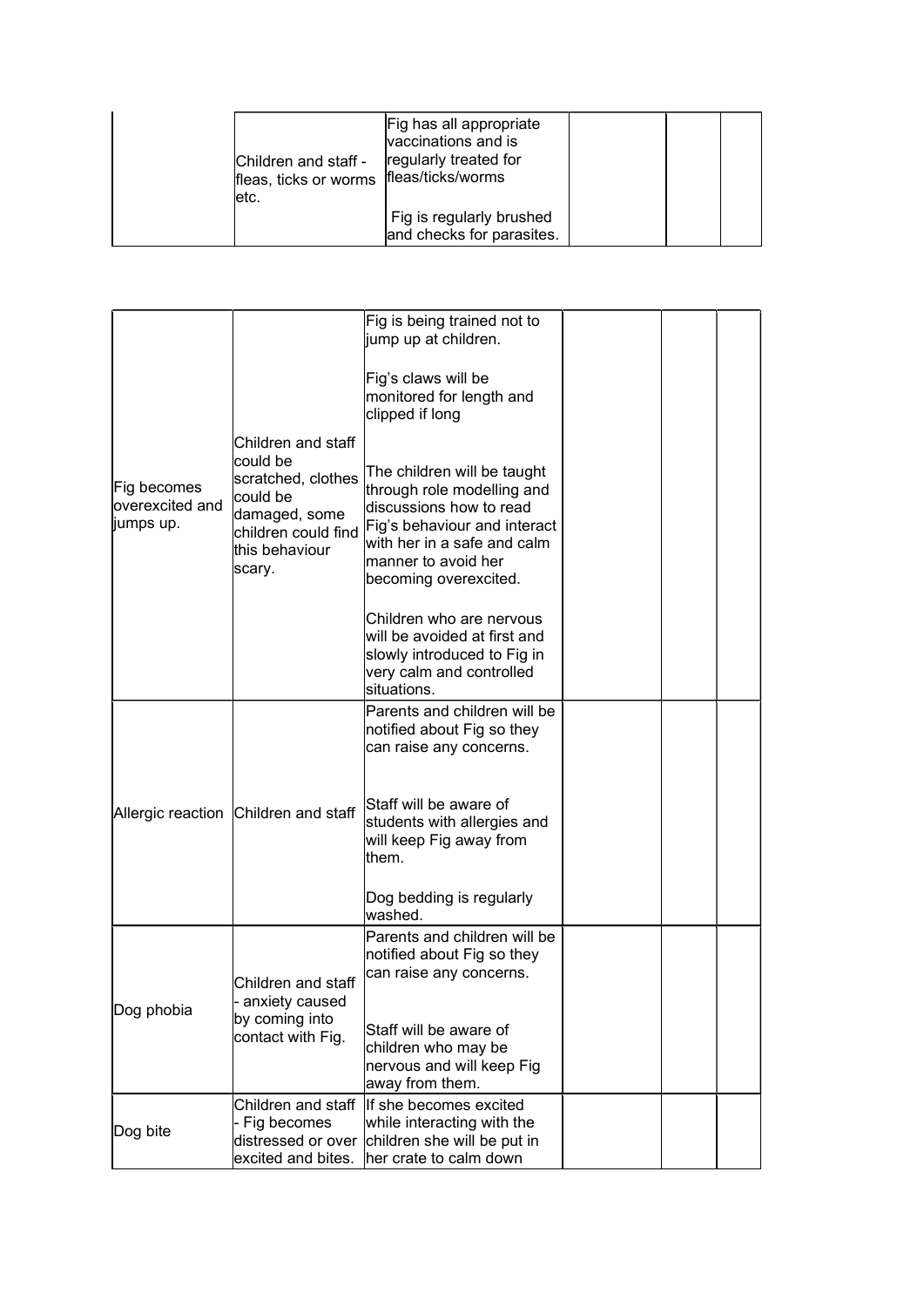| | | | | | |
|---|---|---|---|---|---|
| | Children and staff - fleas, ticks or worms etc. | Fig has all appropriate vaccinations and is regularly treated for fleas/ticks/worms<br><br>Fig is regularly brushed and checks for parasites. | | | |

| | | | | | |
|---|---|---|---|---|---|
| Fig becomes overexcited and jumps up. | Children and staff could be scratched, clothes could be damaged, some children could find this behaviour scary. | Fig is being trained not to jump up at children.<br><br>Fig's claws will be monitored for length and clipped if long<br><br>The children will be taught through role modelling and discussions how to read Fig's behaviour and interact with her in a safe and calm manner to avoid her becoming overexcited.<br><br>Children who are nervous will be avoided at first and slowly introduced to Fig in very calm and controlled situations. | | | |
| Allergic reaction | Children and staff | Parents and children will be notified about Fig so they can raise any concerns.<br><br>Staff will be aware of students with allergies and will keep Fig away from them.<br><br>Dog bedding is regularly washed. | | | |
| Dog phobia | Children and staff - anxiety caused by coming into contact with Fig. | Parents and children will be notified about Fig so they can raise any concerns.<br><br>Staff will be aware of children who may be nervous and will keep Fig away from them. | | | |
| Dog bite | Children and staff - Fig becomes distressed or over excited and bites. | If she becomes excited while interacting with the children she will be put in her crate to calm down | | | |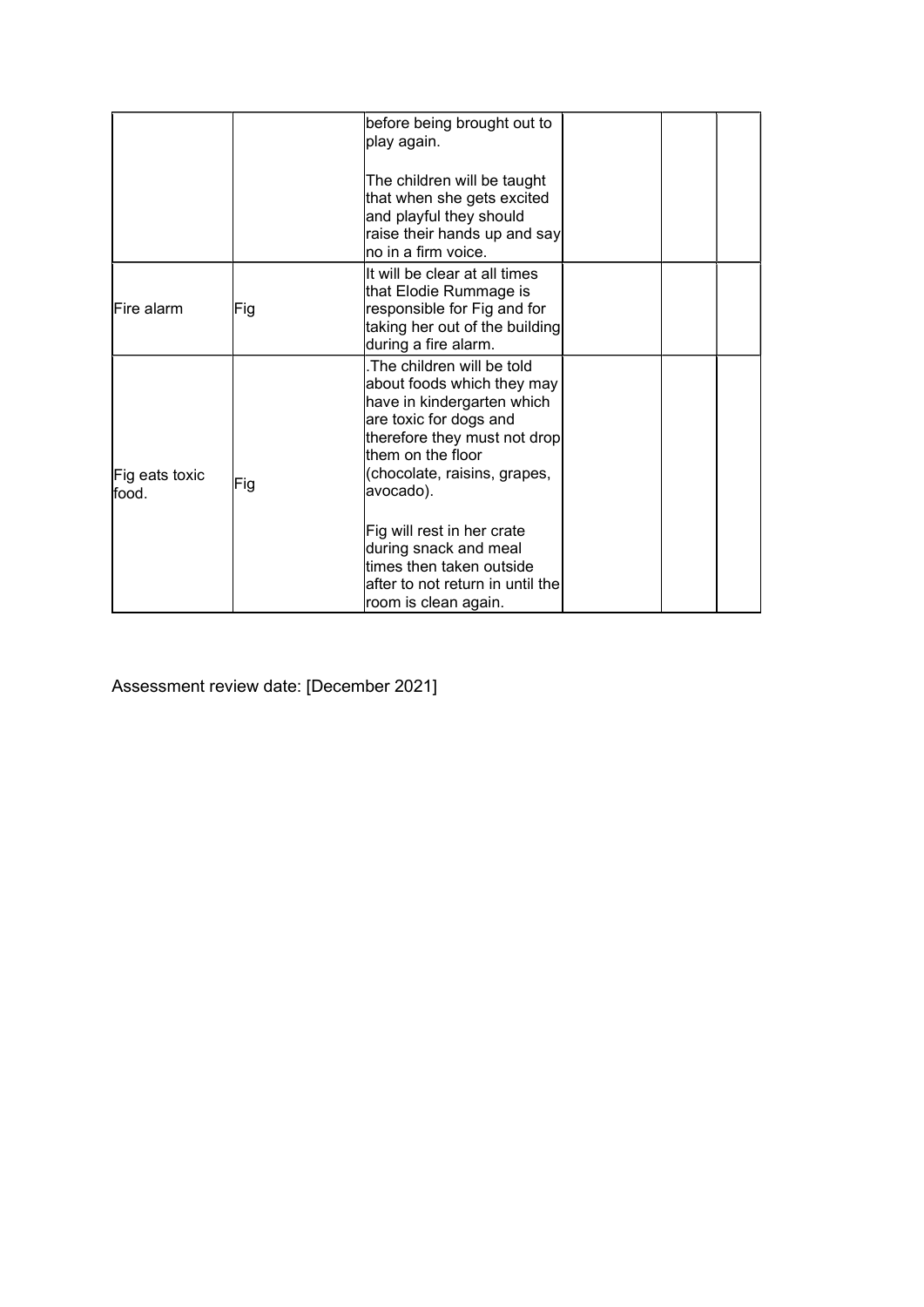| | | | | | |
|---|---|---|---|---|---|
| | | before being brought out to play again.<br><br>The children will be taught that when she gets excited and playful they should raise their hands up and say no in a firm voice. | | | |
| Fire alarm | Fig | It will be clear at all times that Elodie Rummage is responsible for Fig and for taking her out of the building during a fire alarm. | | | |
| Fig eats toxic food. | Fig | .The children will be told about foods which they may have in kindergarten which are toxic for dogs and therefore they must not drop them on the floor (chocolate, raisins, grapes, avocado).<br><br>Fig will rest in her crate during snack and meal times then taken outside after to not return in until the room is clean again. | | | |

Assessment review date: [December 2021]